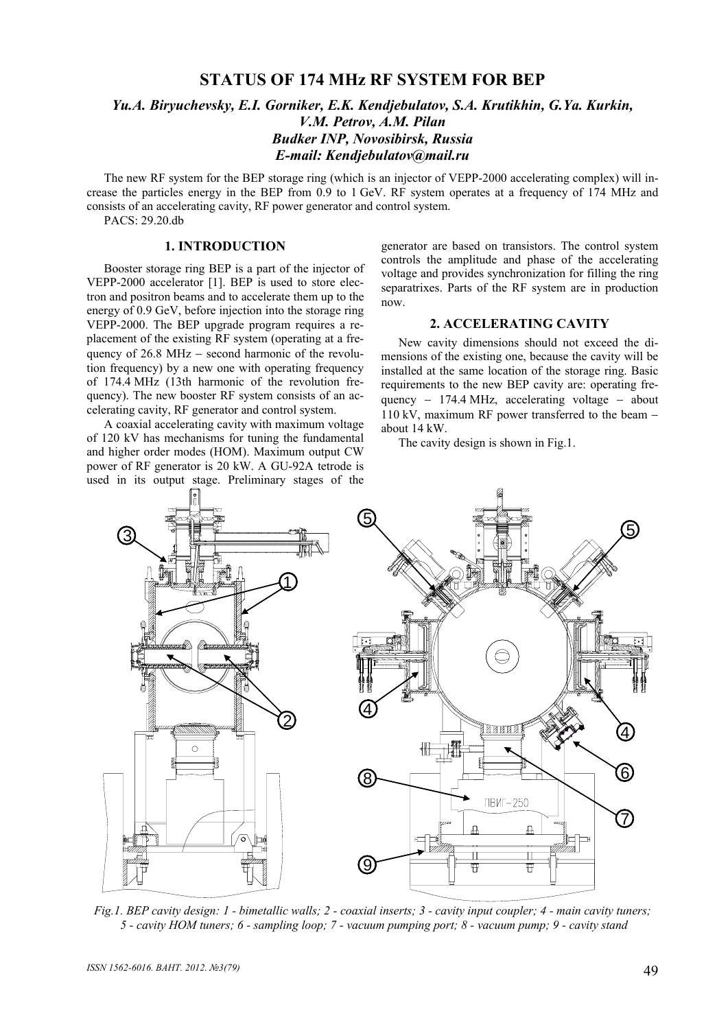# STATUS OF 174 MHz RF SYSTEM FOR BEP

***Yu.A. Biryuchevsky, E.I. Gorniker, E.K. Kendjebulatov, S.A. Krutikhin, G.Ya. Kurkin, V.M. Petrov, A.M. Pilan***

***Budker INP, Novosibirsk, Russia***

***E-mail: Kendjebulatov@mail.ru***

The new RF system for the BEP storage ring (which is an injector of VEPP-2000 accelerating complex) will increase the particles energy in the BEP from 0.9 to 1 GeV. RF system operates at a frequency of 174 MHz and consists of an accelerating cavity, RF power generator and control system.

PACS: 29.20.db

## 1. INTRODUCTION

Booster storage ring BEP is a part of the injector of VEPP-2000 accelerator [1]. BEP is used to store electron and positron beams and to accelerate them up to the energy of 0.9 GeV, before injection into the storage ring VEPP-2000. The BEP upgrade program requires a replacement of the existing RF system (operating at a frequency of 26.8 MHz − second harmonic of the revolution frequency) by a new one with operating frequency of 174.4 MHz (13th harmonic of the revolution frequency). The new booster RF system consists of an accelerating cavity, RF generator and control system.

A coaxial accelerating cavity with maximum voltage of 120 kV has mechanisms for tuning the fundamental and higher order modes (HOM). Maximum output CW power of RF generator is 20 kW. A GU-92A tetrode is used in its output stage. Preliminary stages of the generator are based on transistors. The control system controls the amplitude and phase of the accelerating voltage and provides synchronization for filling the ring separatrixes. Parts of the RF system are in production now.

## 2. ACCELERATING CAVITY

New cavity dimensions should not exceed the dimensions of the existing one, because the cavity will be installed at the same location of the storage ring. Basic requirements to the new BEP cavity are: operating frequency − 174.4 MHz, accelerating voltage − about 110 kV, maximum RF power transferred to the beam − about 14 kW.

The cavity design is shown in Fig.1.

*Fig.1. BEP cavity design: 1 - bimetallic walls; 2 - coaxial inserts; 3 - cavity input coupler; 4 - main cavity tuners; 5 - cavity HOM tuners; 6 - sampling loop; 7 - vacuum pumping port; 8 - vacuum pump; 9 - cavity stand*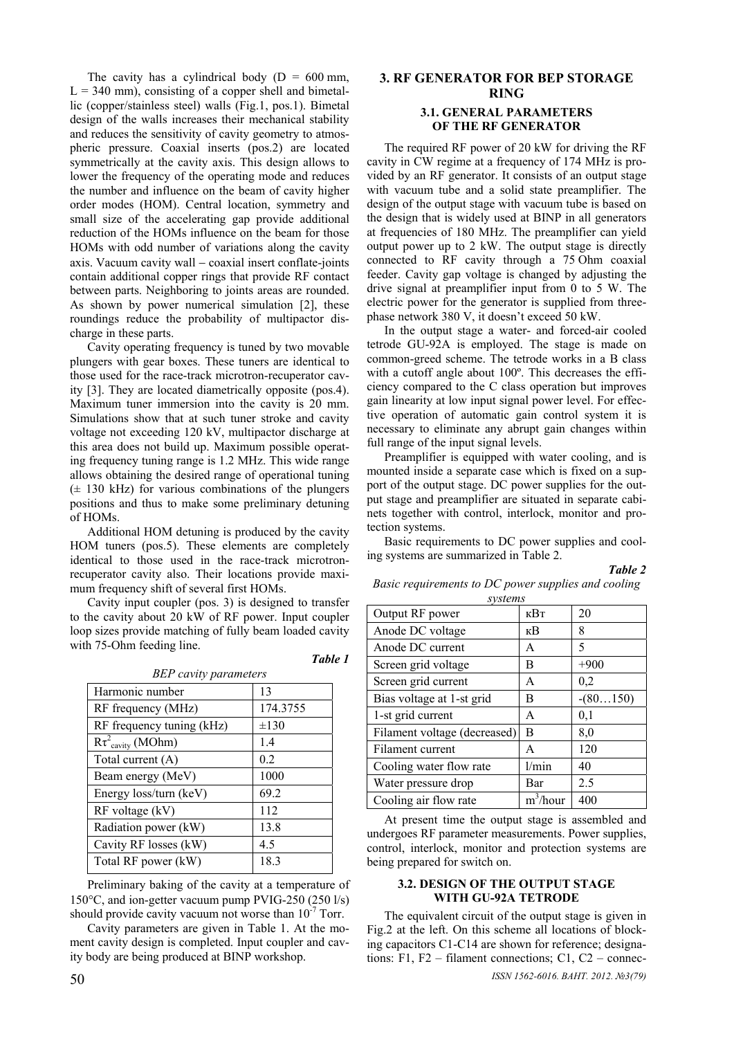The cavity has a cylindrical body (D = 600 mm, L = 340 mm), consisting of a copper shell and bimetallic (copper/stainless steel) walls (Fig.1, pos.1). Bimetal design of the walls increases their mechanical stability and reduces the sensitivity of cavity geometry to atmospheric pressure. Coaxial inserts (pos.2) are located symmetrically at the cavity axis. This design allows to lower the frequency of the operating mode and reduces the number and influence on the beam of cavity higher order modes (HOM). Central location, symmetry and small size of the accelerating gap provide additional reduction of the HOMs influence on the beam for those HOMs with odd number of variations along the cavity axis. Vacuum cavity wall – coaxial insert conflate-joints contain additional copper rings that provide RF contact between parts. Neighboring to joints areas are rounded. As shown by power numerical simulation [2], these roundings reduce the probability of multipactor discharge in these parts.

Cavity operating frequency is tuned by two movable plungers with gear boxes. These tuners are identical to those used for the race-track microtron-recuperator cavity [3]. They are located diametrically opposite (pos.4). Maximum tuner immersion into the cavity is 20 mm. Simulations show that at such tuner stroke and cavity voltage not exceeding 120 kV, multipactor discharge at this area does not build up. Maximum possible operating frequency tuning range is 1.2 MHz. This wide range allows obtaining the desired range of operational tuning (± 130 kHz) for various combinations of the plungers positions and thus to make some preliminary detuning of HOMs.

Additional HOM detuning is produced by the cavity HOM tuners (pos.5). These elements are completely identical to those used in the race-track microtron-recuperator cavity also. Their locations provide maximum frequency shift of several first HOMs.

Cavity input coupler (pos. 3) is designed to transfer to the cavity about 20 kW of RF power. Input coupler loop sizes provide matching of fully beam loaded cavity with 75-Ohm feeding line.

***Table 1***

*BEP cavity parameters*

| Harmonic number | 13 |
|---|---|
| RF frequency (MHz) | 174.3755 |
| RF frequency tuning (kHz) | ±130 |
| $R\tau^2_{cavity}$ (MOhm) | 1.4 |
| Total current (A) | 0.2 |
| Beam energy (MeV) | 1000 |
| Energy loss/turn (keV) | 69.2 |
| RF voltage (kV) | 112 |
| Radiation power (kW) | 13.8 |
| Cavity RF losses (kW) | 4.5 |
| Total RF power (kW) | 18.3 |

Preliminary baking of the cavity at a temperature of 150°C, and ion-getter vacuum pump PVIG-250 (250 l/s) should provide cavity vacuum not worse than $10^{-7}$ Torr.

Cavity parameters are given in Table 1. At the moment cavity design is completed. Input coupler and cavity body are being produced at BINP workshop.

## 3. RF GENERATOR FOR BEP STORAGE RING

### 3.1. GENERAL PARAMETERS OF THE RF GENERATOR

The required RF power of 20 kW for driving the RF cavity in CW regime at a frequency of 174 MHz is provided by an RF generator. It consists of an output stage with vacuum tube and a solid state preamplifier. The design of the output stage with vacuum tube is based on the design that is widely used at BINP in all generators at frequencies of 180 MHz. The preamplifier can yield output power up to 2 kW. The output stage is directly connected to RF cavity through a 75 Ohm coaxial feeder. Cavity gap voltage is changed by adjusting the drive signal at preamplifier input from 0 to 5 W. The electric power for the generator is supplied from three-phase network 380 V, it doesn't exceed 50 kW.

In the output stage a water- and forced-air cooled tetrode GU-92A is employed. The stage is made on common-greed scheme. The tetrode works in a B class with a cutoff angle about 100º. This decreases the efficiency compared to the C class operation but improves gain linearity at low input signal power level. For effective operation of automatic gain control system it is necessary to eliminate any abrupt gain changes within full range of the input signal levels.

Preamplifier is equipped with water cooling, and is mounted inside a separate case which is fixed on a support of the output stage. DC power supplies for the output stage and preamplifier are situated in separate cabinets together with control, interlock, monitor and protection systems.

Basic requirements to DC power supplies and cooling systems are summarized in Table 2.

***Table 2***

*Basic requirements to DC power supplies and cooling systems*

| Output RF power | кВт | 20 |
|---|---|---|
| Anode DC voltage | кВ | 8 |
| Anode DC current | А | 5 |
| Screen grid voltage | В | +900 |
| Screen grid current | А | 0,2 |
| Bias voltage at 1-st grid | В | -(80…150) |
| 1-st grid current | А | 0,1 |
| Filament voltage (decreased) | В | 8,0 |
| Filament current | А | 120 |
| Cooling water flow rate | l/min | 40 |
| Water pressure drop | Bar | 2.5 |
| Cooling air flow rate | $m^3$/hour | 400 |

At present time the output stage is assembled and undergoes RF parameter measurements. Power supplies, control, interlock, monitor and protection systems are being prepared for switch on.

### 3.2. DESIGN OF THE OUTPUT STAGE WITH GU-92A TETRODE

The equivalent circuit of the output stage is given in Fig.2 at the left. On this scheme all locations of blocking capacitors C1-C14 are shown for reference; designations: F1, F2 – filament connections; C1, C2 – connec-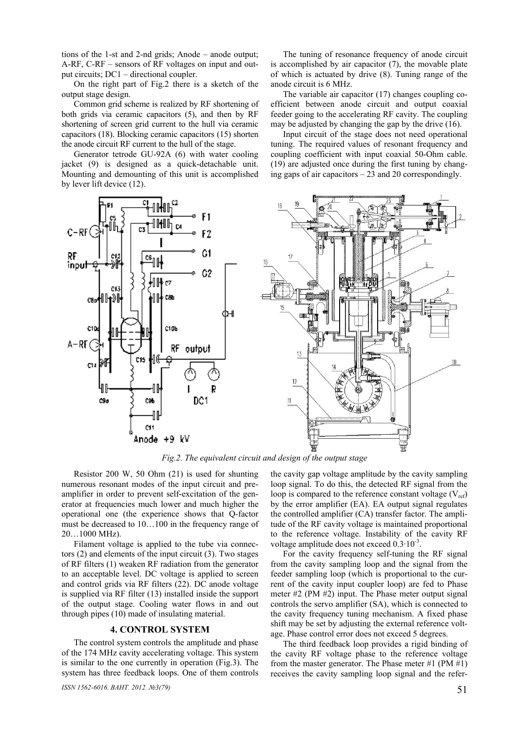tions of the 1-st and 2-nd grids; Anode – anode output; A-RF, C-RF – sensors of RF voltages on input and output circuits; DC1 – directional coupler.

On the right part of Fig.2 there is a sketch of the output stage design.

Common grid scheme is realized by RF shortening of both grids via ceramic capacitors (5), and then by RF shortening of screen grid current to the hull via ceramic capacitors (18). Blocking ceramic capacitors (15) shorten the anode circuit RF current to the hull of the stage.

Generator tetrode GU-92A (6) with water cooling jacket (9) is designed as a quick-detachable unit. Mounting and demounting of this unit is accomplished by lever lift device (12).

The tuning of resonance frequency of anode circuit is accomplished by air capacitor (7), the movable plate of which is actuated by drive (8). Tuning range of the anode circuit is 6 MHz.

The variable air capacitor (17) changes coupling coefficient between anode circuit and output coaxial feeder going to the accelerating RF cavity. The coupling may be adjusted by changing the gap by the drive (16).

Input circuit of the stage does not need operational tuning. The required values of resonant frequency and coupling coefficient with input coaxial 50-Ohm cable. (19) are adjusted once during the first tuning by changing gaps of air capacitors – 23 and 20 correspondingly.

*Fig.2. The equivalent circuit and design of the output stage*

Resistor 200 W, 50 Ohm (21) is used for shunting numerous resonant modes of the input circuit and preamplifier in order to prevent self-excitation of the generator at frequencies much lower and much higher the operational one (the experience shows that Q-factor must be decreased to 10…100 in the frequency range of 20…1000 MHz).

Filament voltage is applied to the tube via connectors (2) and elements of the input circuit (3). Two stages of RF filters (1) weaken RF radiation from the generator to an acceptable level. DC voltage is applied to screen and control grids via RF filters (22). DC anode voltage is supplied via RF filter (13) installed inside the support of the output stage. Cooling water flows in and out through pipes (10) made of insulating material.

## 4. CONTROL SYSTEM

The control system controls the amplitude and phase of the 174 MHz cavity accelerating voltage. This system is similar to the one currently in operation (Fig.3). The system has three feedback loops. One of them controls the cavity gap voltage amplitude by the cavity sampling loop signal. To do this, the detected RF signal from the loop is compared to the reference constant voltage ($V_{ref}$) by the error amplifier (EA). EA output signal regulates the controlled amplifier (CA) transfer factor. The amplitude of the RF cavity voltage is maintained proportional to the reference voltage. Instability of the cavity RF voltage amplitude does not exceed $0.3 \cdot 10^{-3}$.

For the cavity frequency self-tuning the RF signal from the cavity sampling loop and the signal from the feeder sampling loop (which is proportional to the current of the cavity input coupler loop) are fed to Phase meter #2 (PM #2) input. The Phase meter output signal controls the servo amplifier (SA), which is connected to the cavity frequency tuning mechanism. A fixed phase shift may be set by adjusting the external reference voltage. Phase control error does not exceed 5 degrees.

The third feedback loop provides a rigid binding of the cavity RF voltage phase to the reference voltage from the master generator. The Phase meter #1 (PM #1) receives the cavity sampling loop signal and the refer-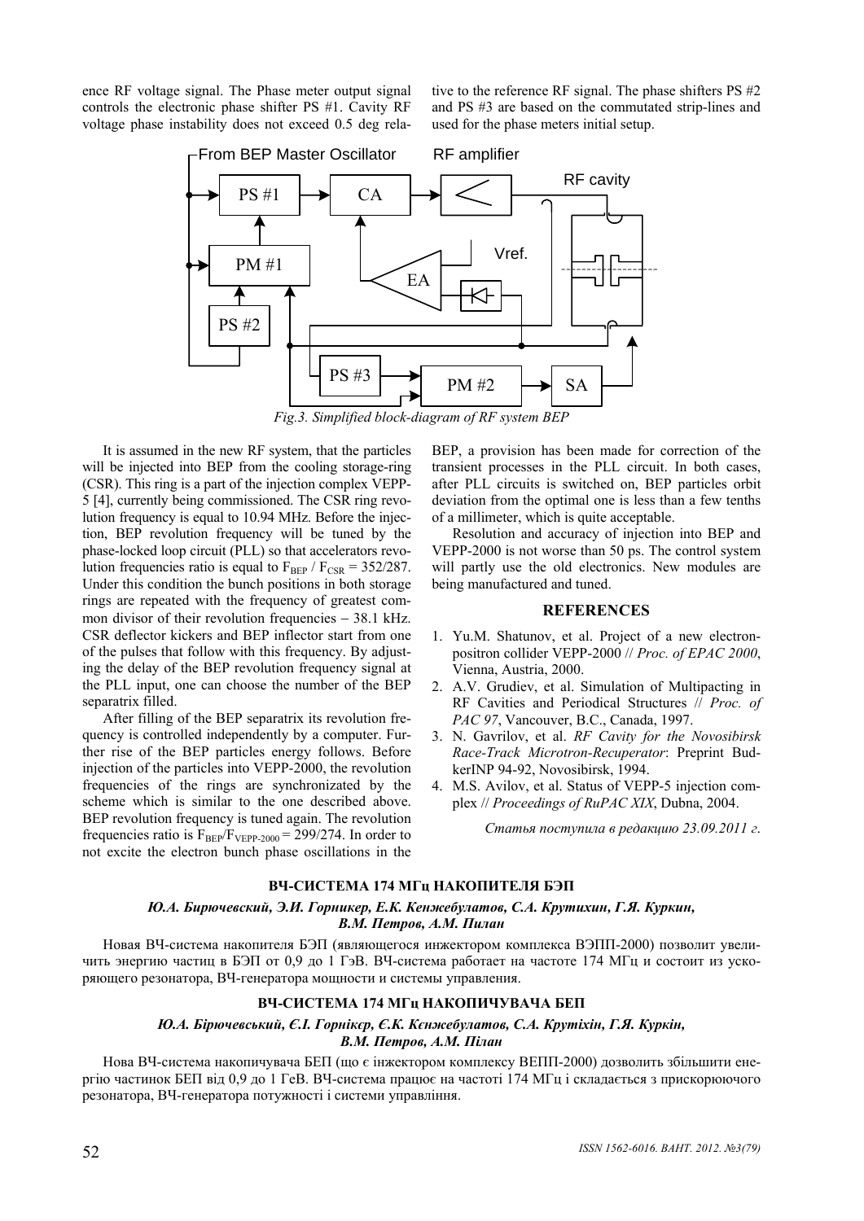ence RF voltage signal. The Phase meter output signal controls the electronic phase shifter PS #1. Cavity RF voltage phase instability does not exceed 0.5 deg relative to the reference RF signal. The phase shifters PS #2 and PS #3 are based on the commutated strip-lines and used for the phase meters initial setup.

From BEP Master Oscillator

RF amplifier

RF cavity

PS #1

CA

PM #1

Vref.

EA

PS #2

PS #3

PM #2

SA

*Fig.3. Simplified block-diagram of RF system BEP*

It is assumed in the new RF system, that the particles will be injected into BEP from the cooling storage-ring (CSR). This ring is a part of the injection complex VEPP-5 [4], currently being commissioned. The CSR ring revolution frequency is equal to 10.94 MHz. Before the injection, BEP revolution frequency will be tuned by the phase-locked loop circuit (PLL) so that accelerators revolution frequencies ratio is equal to $F_{BEP} / F_{CSR} = 352/287$. Under this condition the bunch positions in both storage rings are repeated with the frequency of greatest common divisor of their revolution frequencies – 38.1 kHz. CSR deflector kickers and BEP inflector start from one of the pulses that follow with this frequency. By adjusting the delay of the BEP revolution frequency signal at the PLL input, one can choose the number of the BEP separatrix filled.

After filling of the BEP separatrix its revolution frequency is controlled independently by a computer. Further rise of the BEP particles energy follows. Before injection of the particles into VEPP-2000, the revolution frequencies of the rings are synchronized by the scheme which is similar to the one described above. BEP revolution frequency is tuned again. The revolution frequencies ratio is $F_{BEP}/F_{VEPP\text{-}2000} = 299/274$. In order to not excite the electron bunch phase oscillations in the BEP, a provision has been made for correction of the transient processes in the PLL circuit. In both cases, after PLL circuits is switched on, BEP particles orbit deviation from the optimal one is less than a few tenths of a millimeter, which is quite acceptable.

Resolution and accuracy of injection into BEP and VEPP-2000 is not worse than 50 ps. The control system will partly use the old electronics. New modules are being manufactured and tuned.

## REFERENCES

1. Yu.M. Shatunov, et al. Project of a new electron-positron collider VEPP-2000 // *Proc. of EPAC 2000*, Vienna, Austria, 2000.
2. A.V. Grudiev, et al. Simulation of Multipacting in RF Cavities and Periodical Structures // *Proc. of PAC 97*, Vancouver, B.C., Canada, 1997.
3. N. Gavrilov, et al. *RF Cavity for the Novosibirsk Race-Track Microtron-Recuperator*: Preprint BudkerINP 94-92, Novosibirsk, 1994.
4. M.S. Avilov, et al. Status of VEPP-5 injection complex // *Proceedings of RuPAC XIX*, Dubna, 2004.

*Статья поступила в редакцию 23.09.2011 г.*

## ВЧ-СИСТЕМА 174 МГц НАКОПИТЕЛЯ БЭП

***Ю.А. Бирючевский, Э.И. Горникер, Е.К. Кенжебулатов, С.А. Крутихин, Г.Я. Куркин, В.М. Петров, А.М. Пилан***

Новая ВЧ-система накопителя БЭП (являющегося инжектором комплекса ВЭПП-2000) позволит увеличить энергию частиц в БЭП от 0,9 до 1 ГэВ. ВЧ-система работает на частоте 174 МГц и состоит из ускоряющего резонатора, ВЧ-генератора мощности и системы управления.

## ВЧ-СИСТЕМА 174 МГц НАКОПИЧУВАЧА БЕП

***Ю.А. Біркочевський, Є.І. Горнікєр, Є.К. Кєнжебулатов, С.А. Крутіхін, Г.Я. Куркін, В.М. Петров, А.М. Пілан***

Нова ВЧ-система накопичувача БЕП (що є інжектором комплексу ВЕПП-2000) дозволить збільшити енергію частинок БЕП від 0,9 до 1 ГеВ. ВЧ-система працює на частоті 174 МГц і складається з прискорюючого резонатора, ВЧ-генератора потужності і системи управління.